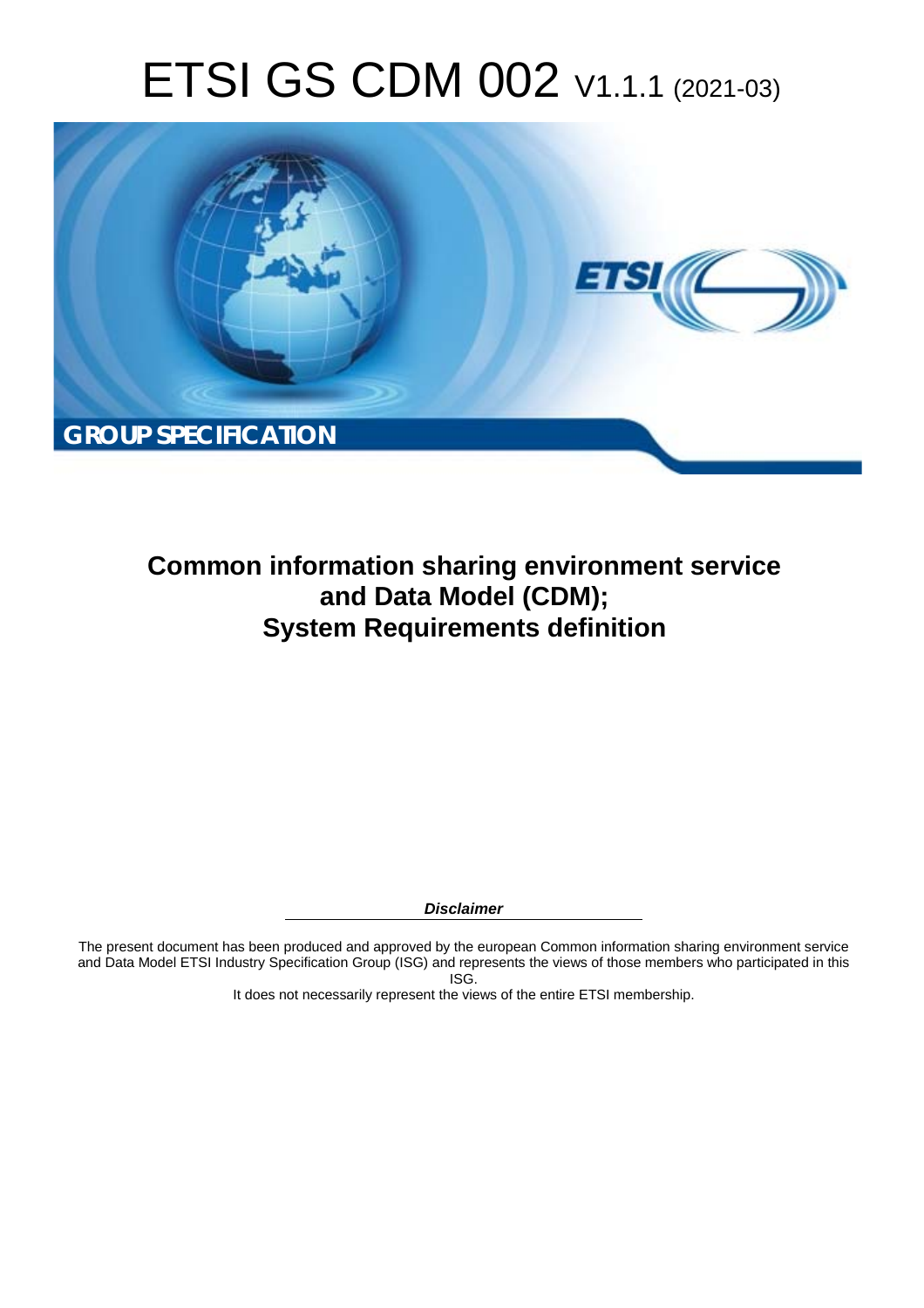# ETSI GS CDM 002 V1.1.1 (2021-03)

**GROUP SPECIFICATION**

## Common information sharing environment service and Data Model (CDM); System Requirements definition

***Disclaimer***

The present document has been produced and approved by the european Common information sharing environment service and Data Model ETSI Industry Specification Group (ISG) and represents the views of those members who participated in this ISG.
It does not necessarily represent the views of the entire ETSI membership.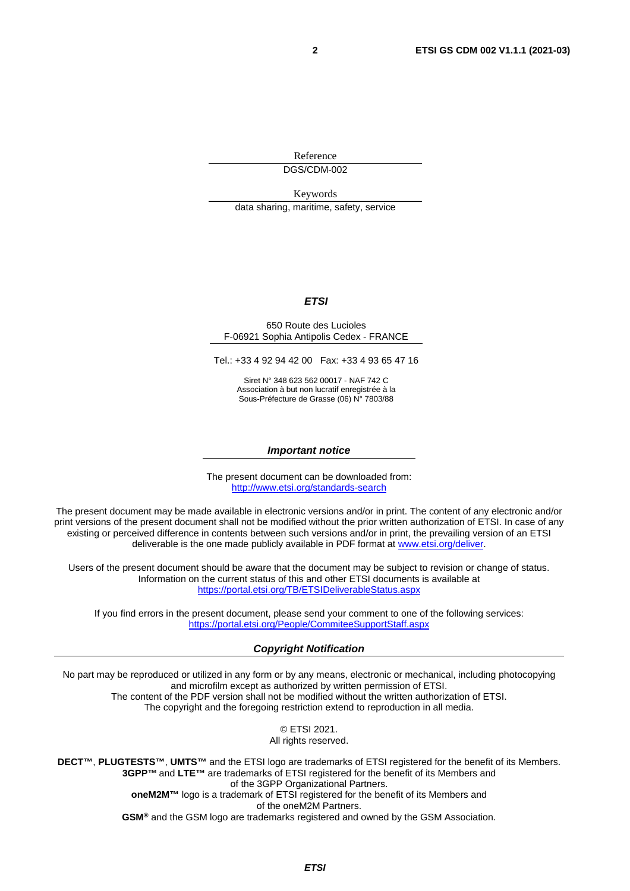Reference

DGS/CDM-002

Keywords

data sharing, maritime, safety, service

***ETSI***

650 Route des Lucioles
F-06921 Sophia Antipolis Cedex - FRANCE

Tel.: +33 4 92 94 42 00   Fax: +33 4 93 65 47 16

Siret N° 348 623 562 00017 - NAF 742 C
Association à but non lucratif enregistrée à la
Sous-Préfecture de Grasse (06) N° 7803/88

***Important notice***

The present document can be downloaded from:
http://www.etsi.org/standards-search

The present document may be made available in electronic versions and/or in print. The content of any electronic and/or print versions of the present document shall not be modified without the prior written authorization of ETSI. In case of any existing or perceived difference in contents between such versions and/or in print, the prevailing version of an ETSI deliverable is the one made publicly available in PDF format at www.etsi.org/deliver.

Users of the present document should be aware that the document may be subject to revision or change of status. Information on the current status of this and other ETSI documents is available at
https://portal.etsi.org/TB/ETSIDeliverableStatus.aspx

If you find errors in the present document, please send your comment to one of the following services:
https://portal.etsi.org/People/CommiteeSupportStaff.aspx

***Copyright Notification***

No part may be reproduced or utilized in any form or by any means, electronic or mechanical, including photocopying and microfilm except as authorized by written permission of ETSI.
The content of the PDF version shall not be modified without the written authorization of ETSI.
The copyright and the foregoing restriction extend to reproduction in all media.

© ETSI 2021.
All rights reserved.

**DECT™**, **PLUGTESTS™**, **UMTS™** and the ETSI logo are trademarks of ETSI registered for the benefit of its Members.
**3GPP™** and **LTE™** are trademarks of ETSI registered for the benefit of its Members and of the 3GPP Organizational Partners.
**oneM2M™** logo is a trademark of ETSI registered for the benefit of its Members and of the oneM2M Partners.
**GSM®** and the GSM logo are trademarks registered and owned by the GSM Association.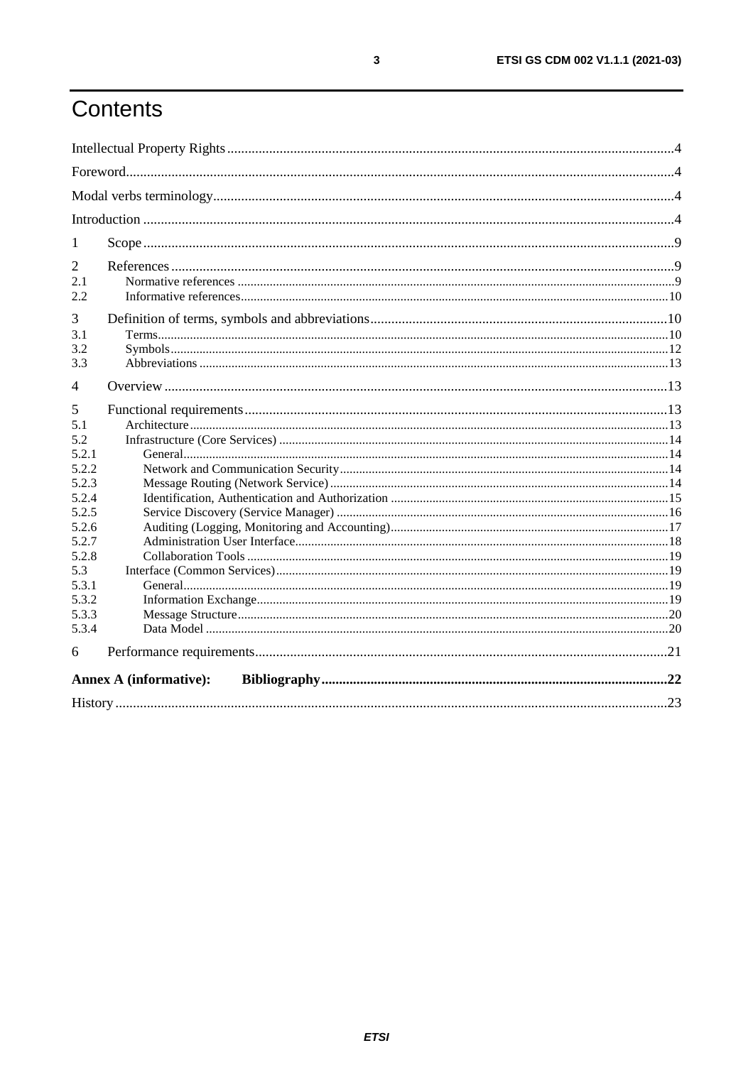# Contents

Intellectual Property Rights ....................................................................................................................... 4

Foreword ..................................................................................................................................................... 4

Modal verbs terminology ............................................................................................................................ 4

Introduction ................................................................................................................................................ 4

1 Scope ....................................................................................................................................................... 9

2 References ............................................................................................................................................... 9

2.1 Normative references ........................................................................................................................... 9

2.2 Informative references ........................................................................................................................ 10

3 Definition of terms, symbols and abbreviations ................................................................................... 10

3.1 Terms .................................................................................................................................................. 10

3.2 Symbols .............................................................................................................................................. 12

3.3 Abbreviations ..................................................................................................................................... 13

4 Overview ................................................................................................................................................ 13

5 Functional requirements ........................................................................................................................ 13

5.1 Architecture ........................................................................................................................................ 13

5.2 Infrastructure (Core Services) ............................................................................................................ 14

5.2.1 General ............................................................................................................................................ 14

5.2.2 Network and Communication Security ........................................................................................... 14

5.2.3 Message Routing (Network Service) .............................................................................................. 14

5.2.4 Identification, Authentication and Authorization ........................................................................... 15

5.2.5 Service Discovery (Service Manager) ............................................................................................. 16

5.2.6 Auditing (Logging, Monitoring and Accounting) ........................................................................... 17

5.2.7 Administration User Interface ......................................................................................................... 18

5.2.8 Collaboration Tools ........................................................................................................................ 19

5.3 Interface (Common Services) ............................................................................................................. 19

5.3.1 General ............................................................................................................................................ 19

5.3.2 Information Exchange ..................................................................................................................... 19

5.3.3 Message Structure ........................................................................................................................... 20

5.3.4 Data Model ..................................................................................................................................... 20

6 Performance requirements ..................................................................................................................... 21

**Annex A (informative): Bibliography** .................................................................................................. **22**

History ....................................................................................................................................................... 23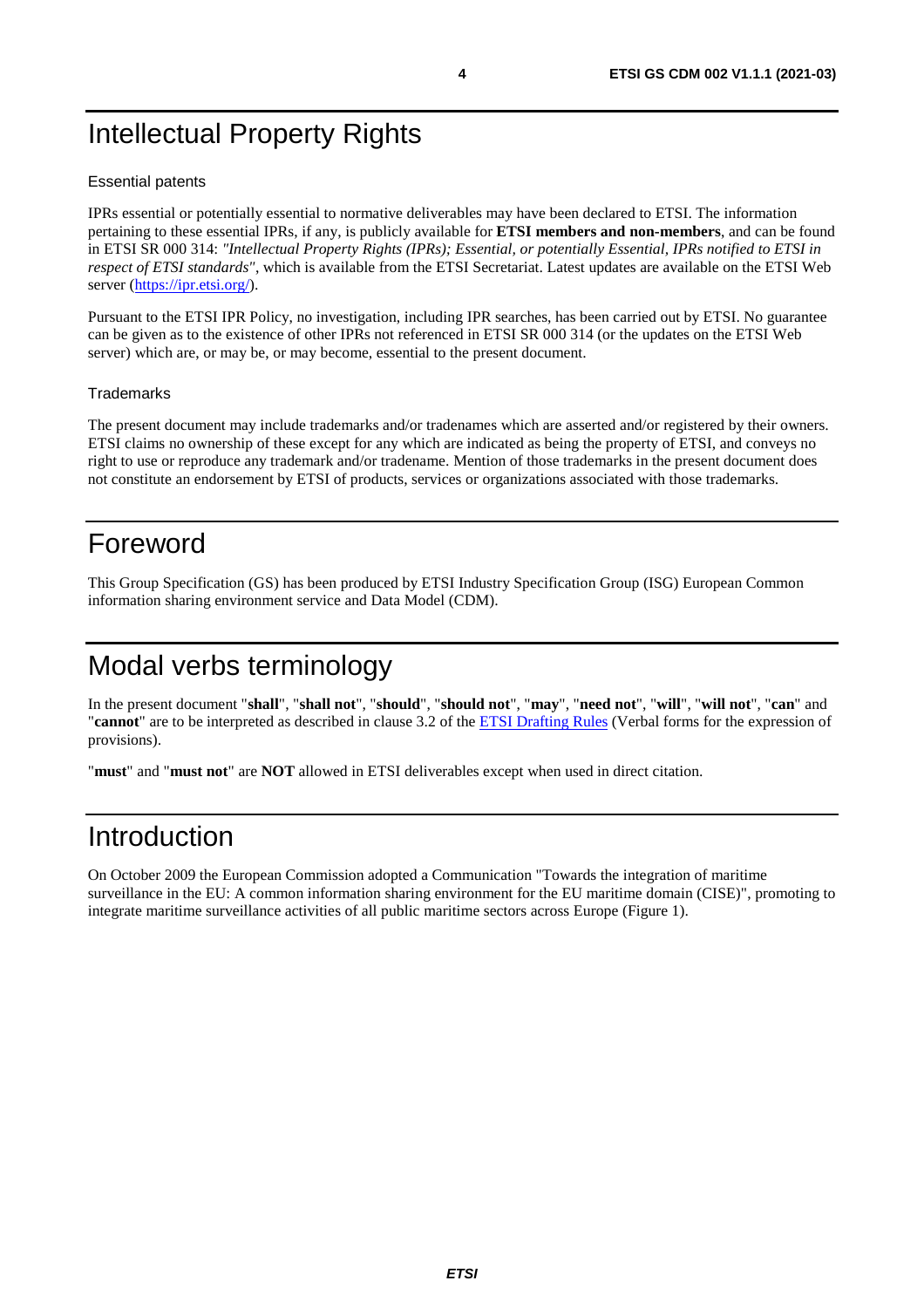# Intellectual Property Rights

## Essential patents

IPRs essential or potentially essential to normative deliverables may have been declared to ETSI. The information pertaining to these essential IPRs, if any, is publicly available for **ETSI members and non-members**, and can be found in ETSI SR 000 314: *"Intellectual Property Rights (IPRs); Essential, or potentially Essential, IPRs notified to ETSI in respect of ETSI standards"*, which is available from the ETSI Secretariat. Latest updates are available on the ETSI Web server (https://ipr.etsi.org/).

Pursuant to the ETSI IPR Policy, no investigation, including IPR searches, has been carried out by ETSI. No guarantee can be given as to the existence of other IPRs not referenced in ETSI SR 000 314 (or the updates on the ETSI Web server) which are, or may be, or may become, essential to the present document.

## Trademarks

The present document may include trademarks and/or tradenames which are asserted and/or registered by their owners. ETSI claims no ownership of these except for any which are indicated as being the property of ETSI, and conveys no right to use or reproduce any trademark and/or tradename. Mention of those trademarks in the present document does not constitute an endorsement by ETSI of products, services or organizations associated with those trademarks.

# Foreword

This Group Specification (GS) has been produced by ETSI Industry Specification Group (ISG) European Common information sharing environment service and Data Model (CDM).

# Modal verbs terminology

In the present document "**shall**", "**shall not**", "**should**", "**should not**", "**may**", "**need not**", "**will**", "**will not**", "**can**" and "**cannot**" are to be interpreted as described in clause 3.2 of the ETSI Drafting Rules (Verbal forms for the expression of provisions).

"**must**" and "**must not**" are **NOT** allowed in ETSI deliverables except when used in direct citation.

# Introduction

On October 2009 the European Commission adopted a Communication "Towards the integration of maritime surveillance in the EU: A common information sharing environment for the EU maritime domain (CISE)", promoting to integrate maritime surveillance activities of all public maritime sectors across Europe (Figure 1).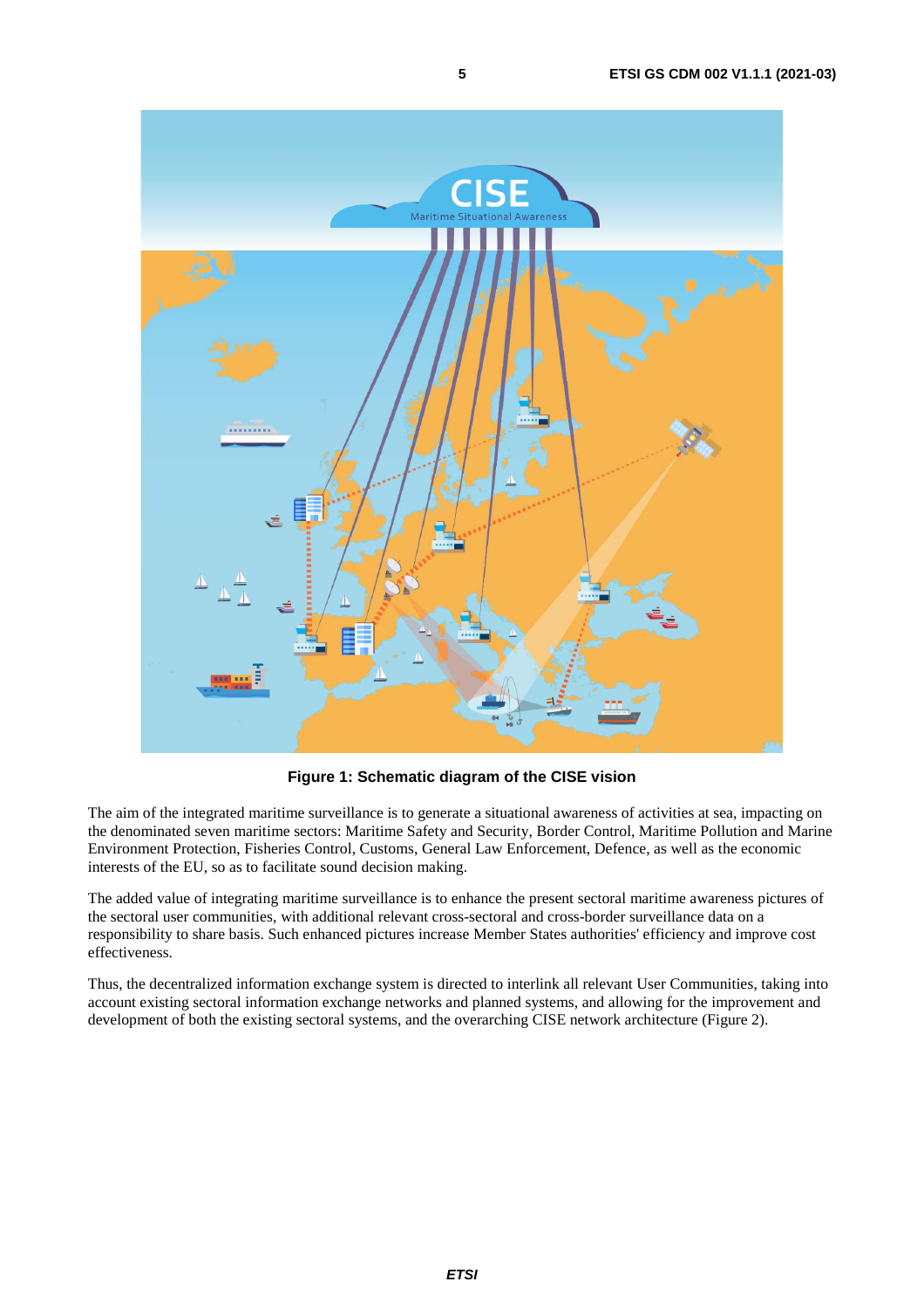**Figure 1: Schematic diagram of the CISE vision**

The aim of the integrated maritime surveillance is to generate a situational awareness of activities at sea, impacting on the denominated seven maritime sectors: Maritime Safety and Security, Border Control, Maritime Pollution and Marine Environment Protection, Fisheries Control, Customs, General Law Enforcement, Defence, as well as the economic interests of the EU, so as to facilitate sound decision making.

The added value of integrating maritime surveillance is to enhance the present sectoral maritime awareness pictures of the sectoral user communities, with additional relevant cross-sectoral and cross-border surveillance data on a responsibility to share basis. Such enhanced pictures increase Member States authorities' efficiency and improve cost effectiveness.

Thus, the decentralized information exchange system is directed to interlink all relevant User Communities, taking into account existing sectoral information exchange networks and planned systems, and allowing for the improvement and development of both the existing sectoral systems, and the overarching CISE network architecture (Figure 2).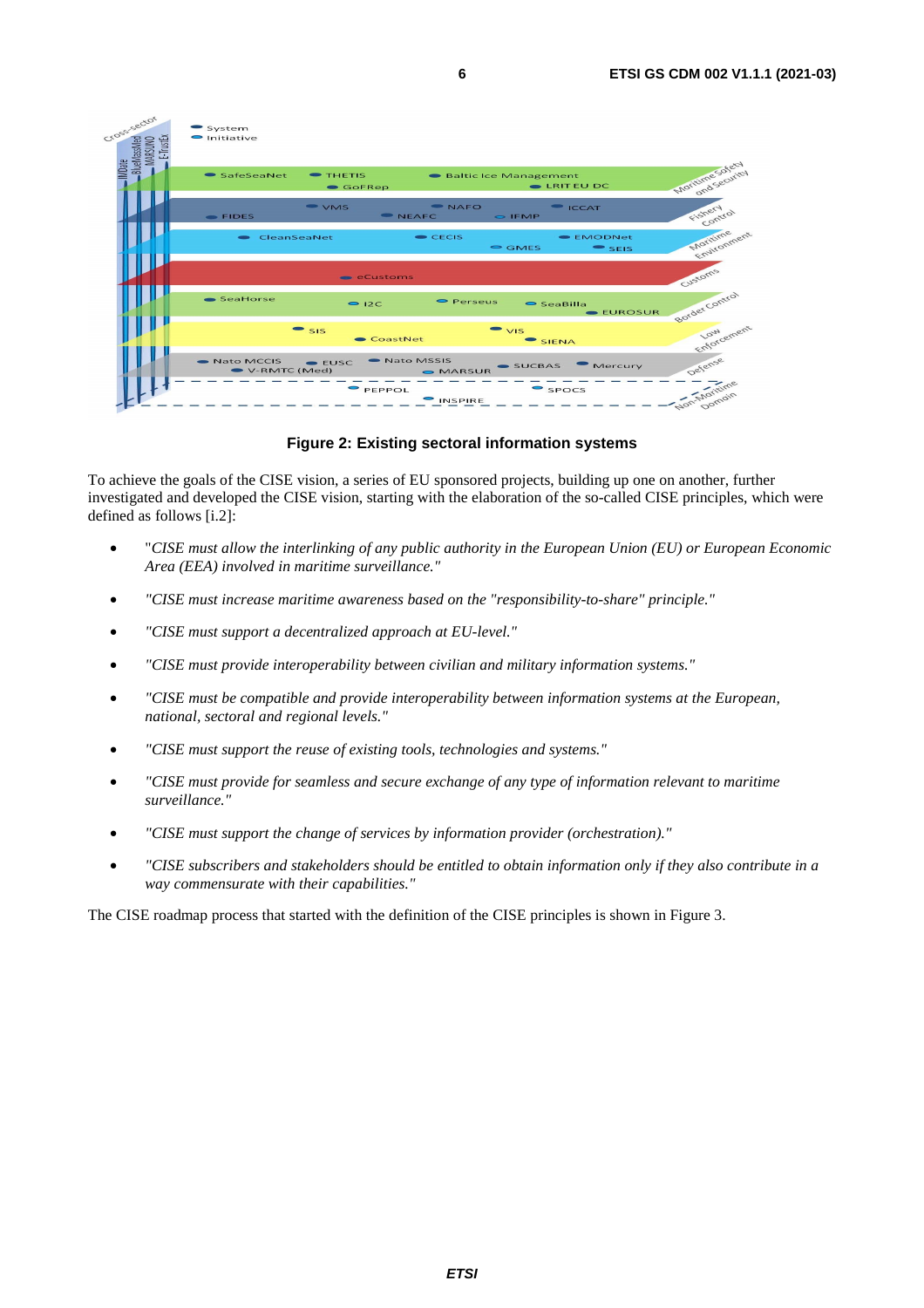**Figure 2: Existing sectoral information systems**

To achieve the goals of the CISE vision, a series of EU sponsored projects, building up one on another, further investigated and developed the CISE vision, starting with the elaboration of the so-called CISE principles, which were defined as follows [i.2]:

- "*CISE must allow the interlinking of any public authority in the European Union (EU) or European Economic Area (EEA) involved in maritime surveillance.*"
- *"CISE must increase maritime awareness based on the "responsibility-to-share" principle."*
- *"CISE must support a decentralized approach at EU-level."*
- *"CISE must provide interoperability between civilian and military information systems."*
- *"CISE must be compatible and provide interoperability between information systems at the European, national, sectoral and regional levels."*
- *"CISE must support the reuse of existing tools, technologies and systems."*
- *"CISE must provide for seamless and secure exchange of any type of information relevant to maritime surveillance."*
- *"CISE must support the change of services by information provider (orchestration)."*
- *"CISE subscribers and stakeholders should be entitled to obtain information only if they also contribute in a way commensurate with their capabilities."*

The CISE roadmap process that started with the definition of the CISE principles is shown in Figure 3.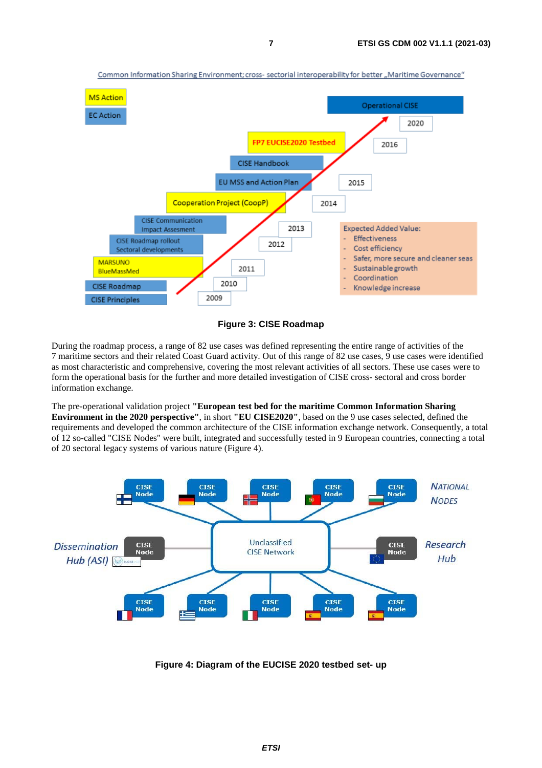Common Information Sharing Environment; cross- sectorial interoperability for better „Maritime Governance"

MS Action

EC Action

Operational CISE

2020

FP7 EUCISE2020 Testbed

2016

CISE Handbook

EU MSS and Action Plan

2015

Cooperation Project (CoopP)

2014

CISE Communication Impact Assesment

2013

CISE Roadmap rollout Sectoral developments

2012

MARSUNO BlueMassMed

2011

CISE Roadmap

2010

CISE Principles

2009

Expected Added Value:

- Effectiveness
- Cost efficiency
- Safer, more secure and cleaner seas
- Sustainable growth
- Coordination
- Knowledge increase

**Figure 3: CISE Roadmap**

During the roadmap process, a range of 82 use cases was defined representing the entire range of activities of the 7 maritime sectors and their related Coast Guard activity. Out of this range of 82 use cases, 9 use cases were identified as most characteristic and comprehensive, covering the most relevant activities of all sectors. These use cases were to form the operational basis for the further and more detailed investigation of CISE cross- sectoral and cross border information exchange.

The pre-operational validation project **"European test bed for the maritime Common Information Sharing Environment in the 2020 perspective"**, in short **"EU CISE2020"**, based on the 9 use cases selected, defined the requirements and developed the common architecture of the CISE information exchange network. Consequently, a total of 12 so-called "CISE Nodes" were built, integrated and successfully tested in 9 European countries, connecting a total of 20 sectoral legacy systems of various nature (Figure 4).

CISE Node | CISE Node | CISE Node | CISE Node | CISE Node

NATIONAL NODES

Dissemination Hub (ASI) — CISE Node

Unclassified CISE Network

CISE Node — Research Hub

CISE Node | CISE Node | CISE Node | CISE Node | CISE Node

**Figure 4: Diagram of the EUCISE 2020 testbed set- up**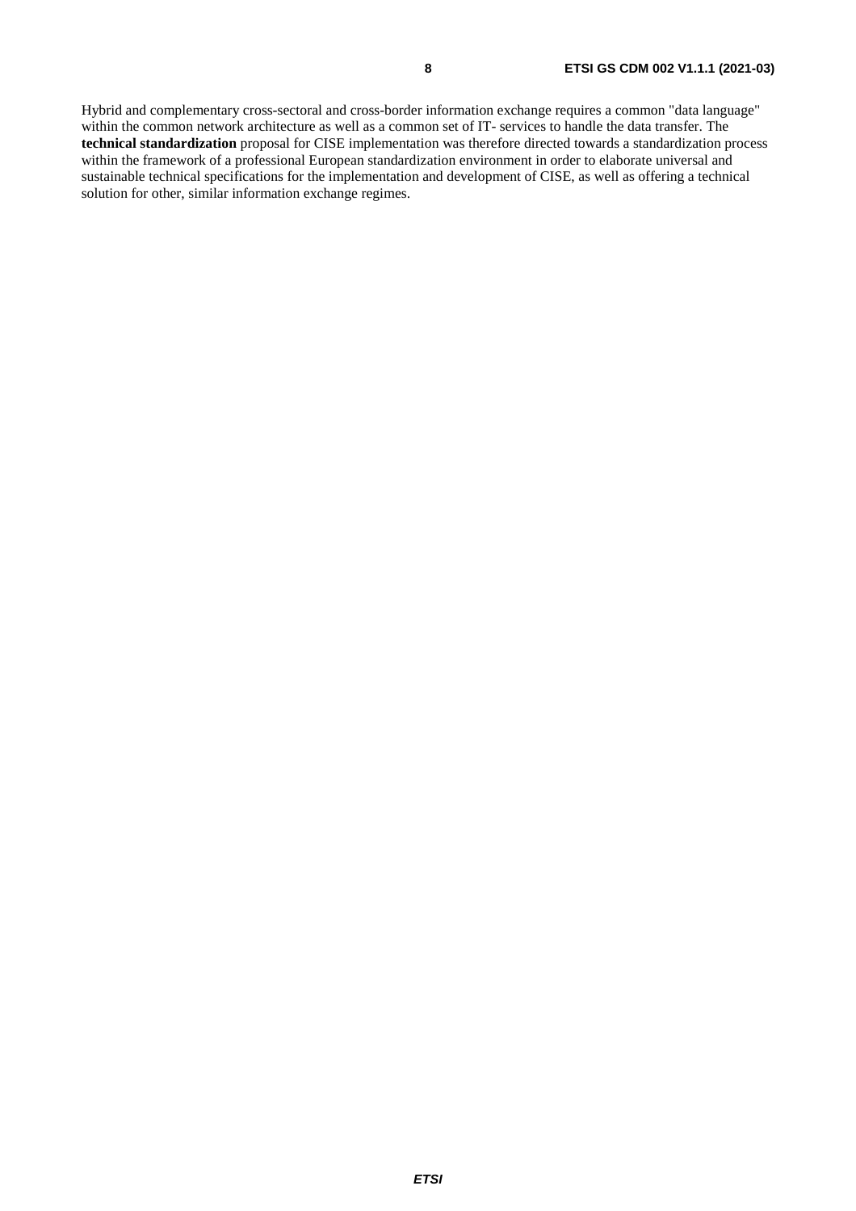Hybrid and complementary cross-sectoral and cross-border information exchange requires a common "data language" within the common network architecture as well as a common set of IT- services to handle the data transfer. The **technical standardization** proposal for CISE implementation was therefore directed towards a standardization process within the framework of a professional European standardization environment in order to elaborate universal and sustainable technical specifications for the implementation and development of CISE, as well as offering a technical solution for other, similar information exchange regimes.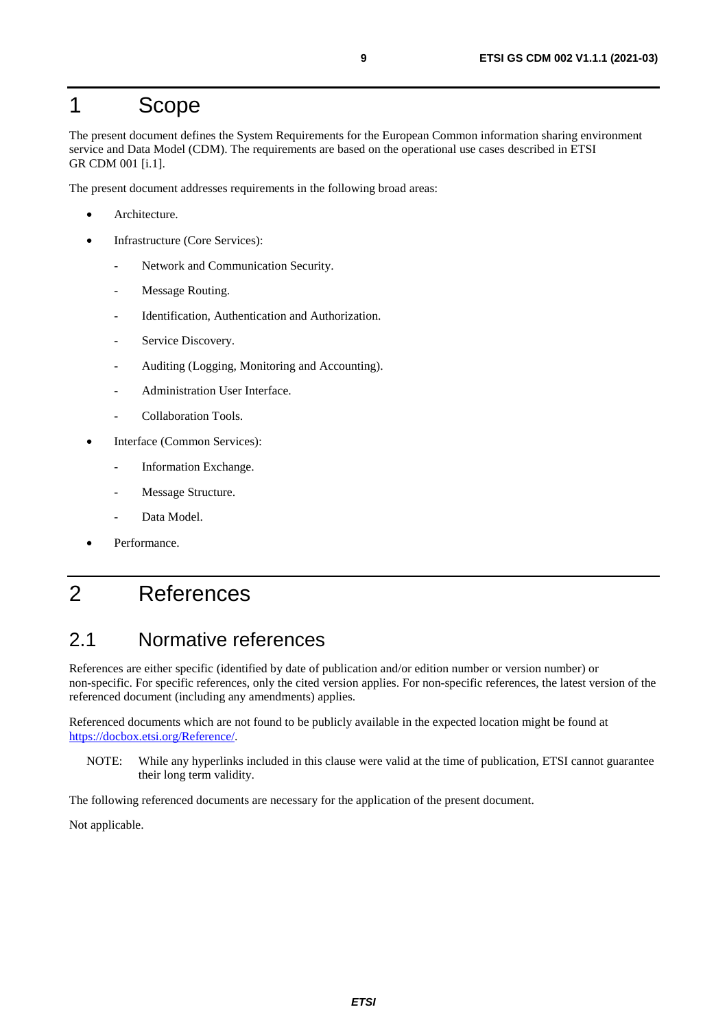# 1 Scope

The present document defines the System Requirements for the European Common information sharing environment service and Data Model (CDM). The requirements are based on the operational use cases described in ETSI GR CDM 001 [i.1].

The present document addresses requirements in the following broad areas:

- Architecture.
- Infrastructure (Core Services):
  - Network and Communication Security.
  - Message Routing.
  - Identification, Authentication and Authorization.
  - Service Discovery.
  - Auditing (Logging, Monitoring and Accounting).
  - Administration User Interface.
  - Collaboration Tools.
- Interface (Common Services):
  - Information Exchange.
  - Message Structure.
  - Data Model.
- Performance.

# 2 References

## 2.1 Normative references

References are either specific (identified by date of publication and/or edition number or version number) or non-specific. For specific references, only the cited version applies. For non-specific references, the latest version of the referenced document (including any amendments) applies.

Referenced documents which are not found to be publicly available in the expected location might be found at https://docbox.etsi.org/Reference/.

NOTE: While any hyperlinks included in this clause were valid at the time of publication, ETSI cannot guarantee their long term validity.

The following referenced documents are necessary for the application of the present document.

Not applicable.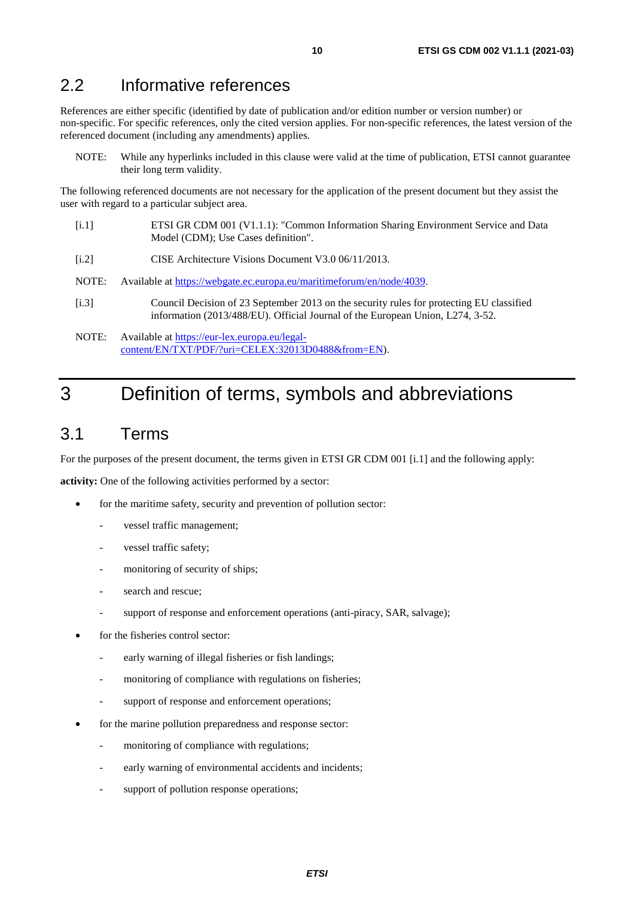## 2.2 Informative references

References are either specific (identified by date of publication and/or edition number or version number) or non-specific. For specific references, only the cited version applies. For non-specific references, the latest version of the referenced document (including any amendments) applies.

NOTE: While any hyperlinks included in this clause were valid at the time of publication, ETSI cannot guarantee their long term validity.

The following referenced documents are not necessary for the application of the present document but they assist the user with regard to a particular subject area.

[i.1] ETSI GR CDM 001 (V1.1.1): "Common Information Sharing Environment Service and Data Model (CDM); Use Cases definition".

[i.2] CISE Architecture Visions Document V3.0 06/11/2013.

NOTE: Available at https://webgate.ec.europa.eu/maritimeforum/en/node/4039.

[i.3] Council Decision of 23 September 2013 on the security rules for protecting EU classified information (2013/488/EU). Official Journal of the European Union, L274, 3-52.

NOTE: Available at https://eur-lex.europa.eu/legal-content/EN/TXT/PDF/?uri=CELEX:32013D0488&from=EN).

# 3 Definition of terms, symbols and abbreviations

## 3.1 Terms

For the purposes of the present document, the terms given in ETSI GR CDM 001 [i.1] and the following apply:

**activity:** One of the following activities performed by a sector:

- for the maritime safety, security and prevention of pollution sector:
  - vessel traffic management;
  - vessel traffic safety;
  - monitoring of security of ships;
  - search and rescue;
  - support of response and enforcement operations (anti-piracy, SAR, salvage);
- for the fisheries control sector:
  - early warning of illegal fisheries or fish landings;
  - monitoring of compliance with regulations on fisheries;
  - support of response and enforcement operations;
- for the marine pollution preparedness and response sector:
  - monitoring of compliance with regulations;
  - early warning of environmental accidents and incidents;
  - support of pollution response operations;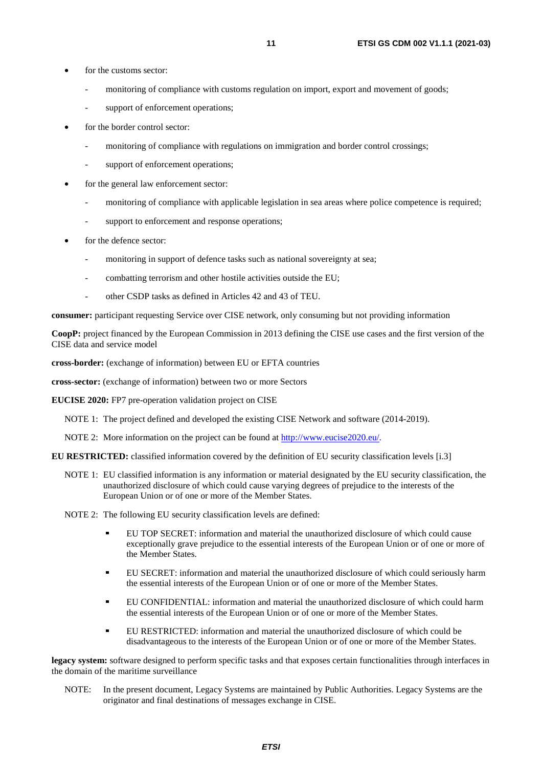- for the customs sector:
    - monitoring of compliance with customs regulation on import, export and movement of goods;
    - support of enforcement operations;
- for the border control sector:
    - monitoring of compliance with regulations on immigration and border control crossings;
    - support of enforcement operations;
- for the general law enforcement sector:
    - monitoring of compliance with applicable legislation in sea areas where police competence is required;
    - support to enforcement and response operations;
- for the defence sector:
    - monitoring in support of defence tasks such as national sovereignty at sea;
    - combatting terrorism and other hostile activities outside the EU;
    - other CSDP tasks as defined in Articles 42 and 43 of TEU.

**consumer:** participant requesting Service over CISE network, only consuming but not providing information

**CoopP:** project financed by the European Commission in 2013 defining the CISE use cases and the first version of the CISE data and service model

**cross-border:** (exchange of information) between EU or EFTA countries

**cross-sector:** (exchange of information) between two or more Sectors

**EUCISE 2020:** FP7 pre-operation validation project on CISE

NOTE 1: The project defined and developed the existing CISE Network and software (2014-2019).

NOTE 2: More information on the project can be found at http://www.eucise2020.eu/.

**EU RESTRICTED:** classified information covered by the definition of EU security classification levels [i.3]

NOTE 1: EU classified information is any information or material designated by the EU security classification, the unauthorized disclosure of which could cause varying degrees of prejudice to the interests of the European Union or of one or more of the Member States.

NOTE 2: The following EU security classification levels are defined:

- EU TOP SECRET: information and material the unauthorized disclosure of which could cause exceptionally grave prejudice to the essential interests of the European Union or of one or more of the Member States.
- EU SECRET: information and material the unauthorized disclosure of which could seriously harm the essential interests of the European Union or of one or more of the Member States.
- EU CONFIDENTIAL: information and material the unauthorized disclosure of which could harm the essential interests of the European Union or of one or more of the Member States.
- EU RESTRICTED: information and material the unauthorized disclosure of which could be disadvantageous to the interests of the European Union or of one or more of the Member States.

**legacy system:** software designed to perform specific tasks and that exposes certain functionalities through interfaces in the domain of the maritime surveillance

NOTE: In the present document, Legacy Systems are maintained by Public Authorities. Legacy Systems are the originator and final destinations of messages exchange in CISE.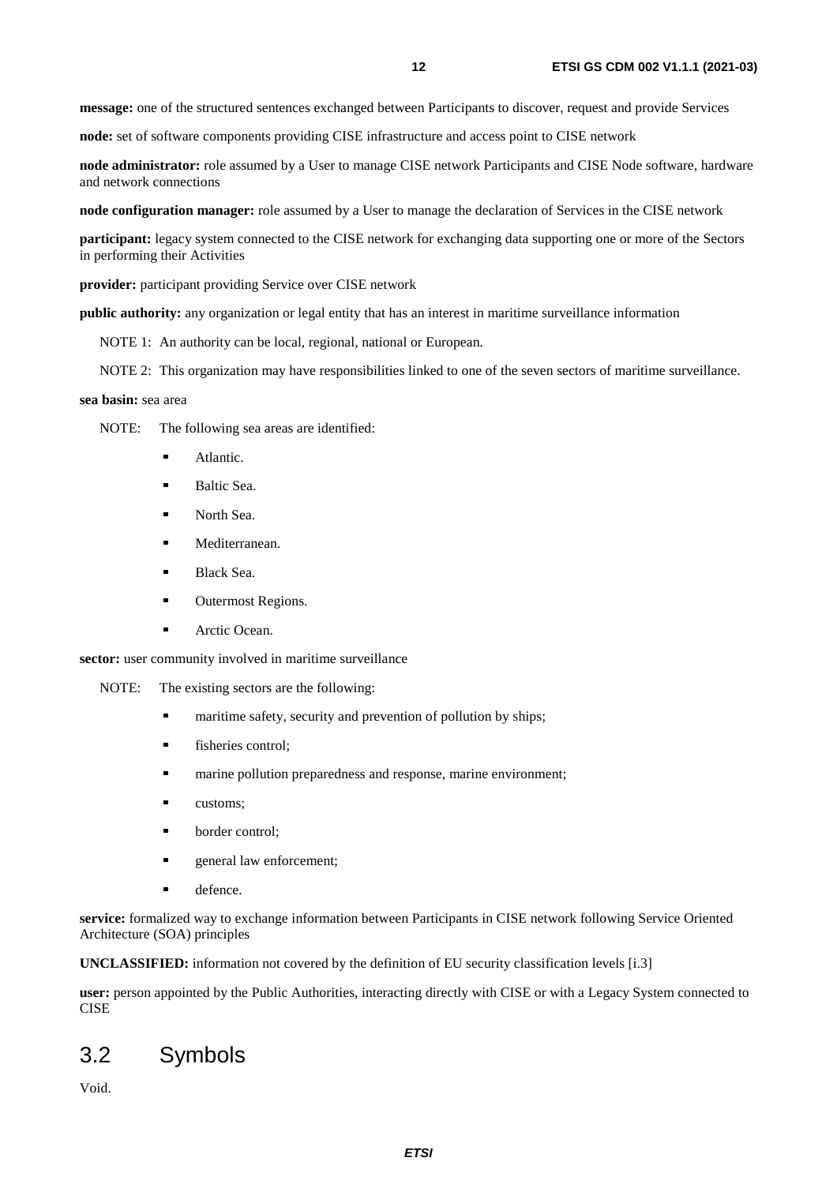**message:** one of the structured sentences exchanged between Participants to discover, request and provide Services

**node:** set of software components providing CISE infrastructure and access point to CISE network

**node administrator:** role assumed by a User to manage CISE network Participants and CISE Node software, hardware and network connections

**node configuration manager:** role assumed by a User to manage the declaration of Services in the CISE network

**participant:** legacy system connected to the CISE network for exchanging data supporting one or more of the Sectors in performing their Activities

**provider:** participant providing Service over CISE network

**public authority:** any organization or legal entity that has an interest in maritime surveillance information

NOTE 1: An authority can be local, regional, national or European.

NOTE 2: This organization may have responsibilities linked to one of the seven sectors of maritime surveillance.

**sea basin:** sea area

NOTE: The following sea areas are identified:

- Atlantic.
- Baltic Sea.
- North Sea.
- Mediterranean.
- Black Sea.
- Outermost Regions.
- Arctic Ocean.

**sector:** user community involved in maritime surveillance

NOTE: The existing sectors are the following:

- maritime safety, security and prevention of pollution by ships;
- fisheries control;
- marine pollution preparedness and response, marine environment;
- customs;
- border control;
- general law enforcement;
- defence.

**service:** formalized way to exchange information between Participants in CISE network following Service Oriented Architecture (SOA) principles

**UNCLASSIFIED:** information not covered by the definition of EU security classification levels [i.3]

**user:** person appointed by the Public Authorities, interacting directly with CISE or with a Legacy System connected to CISE

## 3.2 Symbols

Void.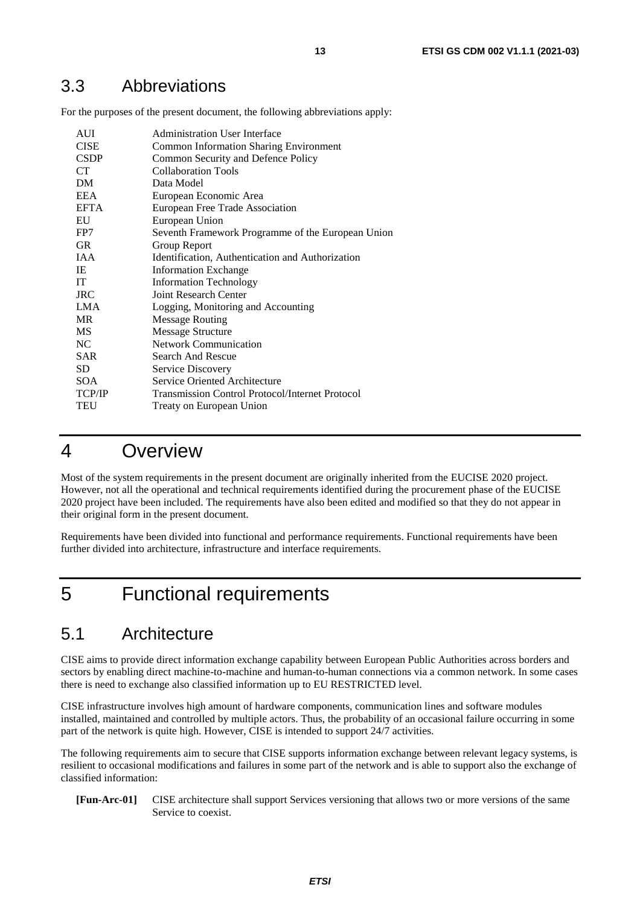## 3.3 Abbreviations

For the purposes of the present document, the following abbreviations apply:

| | |
|---|---|
| AUI | Administration User Interface |
| CISE | Common Information Sharing Environment |
| CSDP | Common Security and Defence Policy |
| CT | Collaboration Tools |
| DM | Data Model |
| EEA | European Economic Area |
| EFTA | European Free Trade Association |
| EU | European Union |
| FP7 | Seventh Framework Programme of the European Union |
| GR | Group Report |
| IAA | Identification, Authentication and Authorization |
| IE | Information Exchange |
| IT | Information Technology |
| JRC | Joint Research Center |
| LMA | Logging, Monitoring and Accounting |
| MR | Message Routing |
| MS | Message Structure |
| NC | Network Communication |
| SAR | Search And Rescue |
| SD | Service Discovery |
| SOA | Service Oriented Architecture |
| TCP/IP | Transmission Control Protocol/Internet Protocol |
| TEU | Treaty on European Union |

# 4 Overview

Most of the system requirements in the present document are originally inherited from the EUCISE 2020 project. However, not all the operational and technical requirements identified during the procurement phase of the EUCISE 2020 project have been included. The requirements have also been edited and modified so that they do not appear in their original form in the present document.

Requirements have been divided into functional and performance requirements. Functional requirements have been further divided into architecture, infrastructure and interface requirements.

# 5 Functional requirements

## 5.1 Architecture

CISE aims to provide direct information exchange capability between European Public Authorities across borders and sectors by enabling direct machine-to-machine and human-to-human connections via a common network. In some cases there is need to exchange also classified information up to EU RESTRICTED level.

CISE infrastructure involves high amount of hardware components, communication lines and software modules installed, maintained and controlled by multiple actors. Thus, the probability of an occasional failure occurring in some part of the network is quite high. However, CISE is intended to support 24/7 activities.

The following requirements aim to secure that CISE supports information exchange between relevant legacy systems, is resilient to occasional modifications and failures in some part of the network and is able to support also the exchange of classified information:

**[Fun-Arc-01]** CISE architecture shall support Services versioning that allows two or more versions of the same Service to coexist.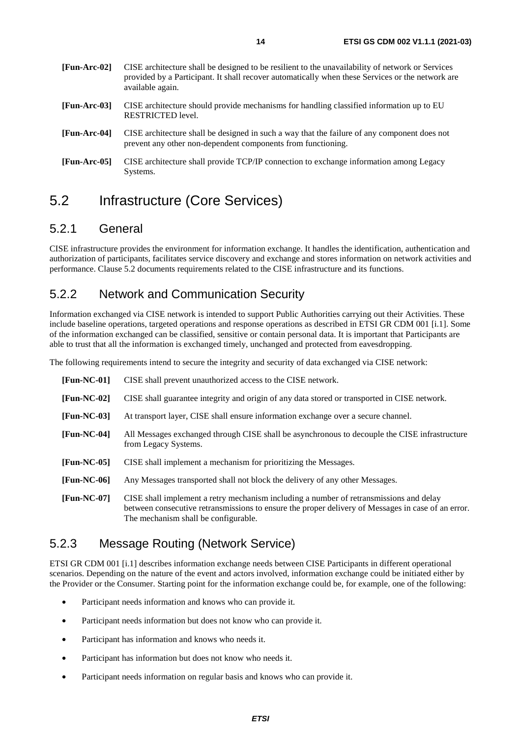**[Fun-Arc-02]** CISE architecture shall be designed to be resilient to the unavailability of network or Services provided by a Participant. It shall recover automatically when these Services or the network are available again.

**[Fun-Arc-03]** CISE architecture should provide mechanisms for handling classified information up to EU RESTRICTED level.

**[Fun-Arc-04]** CISE architecture shall be designed in such a way that the failure of any component does not prevent any other non-dependent components from functioning.

**[Fun-Arc-05]** CISE architecture shall provide TCP/IP connection to exchange information among Legacy Systems.

## 5.2 Infrastructure (Core Services)

### 5.2.1 General

CISE infrastructure provides the environment for information exchange. It handles the identification, authentication and authorization of participants, facilitates service discovery and exchange and stores information on network activities and performance. Clause 5.2 documents requirements related to the CISE infrastructure and its functions.

### 5.2.2 Network and Communication Security

Information exchanged via CISE network is intended to support Public Authorities carrying out their Activities. These include baseline operations, targeted operations and response operations as described in ETSI GR CDM 001 [i.1]. Some of the information exchanged can be classified, sensitive or contain personal data. It is important that Participants are able to trust that all the information is exchanged timely, unchanged and protected from eavesdropping.

The following requirements intend to secure the integrity and security of data exchanged via CISE network:

**[Fun-NC-01]** CISE shall prevent unauthorized access to the CISE network.

**[Fun-NC-02]** CISE shall guarantee integrity and origin of any data stored or transported in CISE network.

**[Fun-NC-03]** At transport layer, CISE shall ensure information exchange over a secure channel.

**[Fun-NC-04]** All Messages exchanged through CISE shall be asynchronous to decouple the CISE infrastructure from Legacy Systems.

**[Fun-NC-05]** CISE shall implement a mechanism for prioritizing the Messages.

**[Fun-NC-06]** Any Messages transported shall not block the delivery of any other Messages.

**[Fun-NC-07]** CISE shall implement a retry mechanism including a number of retransmissions and delay between consecutive retransmissions to ensure the proper delivery of Messages in case of an error. The mechanism shall be configurable.

### 5.2.3 Message Routing (Network Service)

ETSI GR CDM 001 [i.1] describes information exchange needs between CISE Participants in different operational scenarios. Depending on the nature of the event and actors involved, information exchange could be initiated either by the Provider or the Consumer. Starting point for the information exchange could be, for example, one of the following:

- Participant needs information and knows who can provide it.
- Participant needs information but does not know who can provide it.
- Participant has information and knows who needs it.
- Participant has information but does not know who needs it.
- Participant needs information on regular basis and knows who can provide it.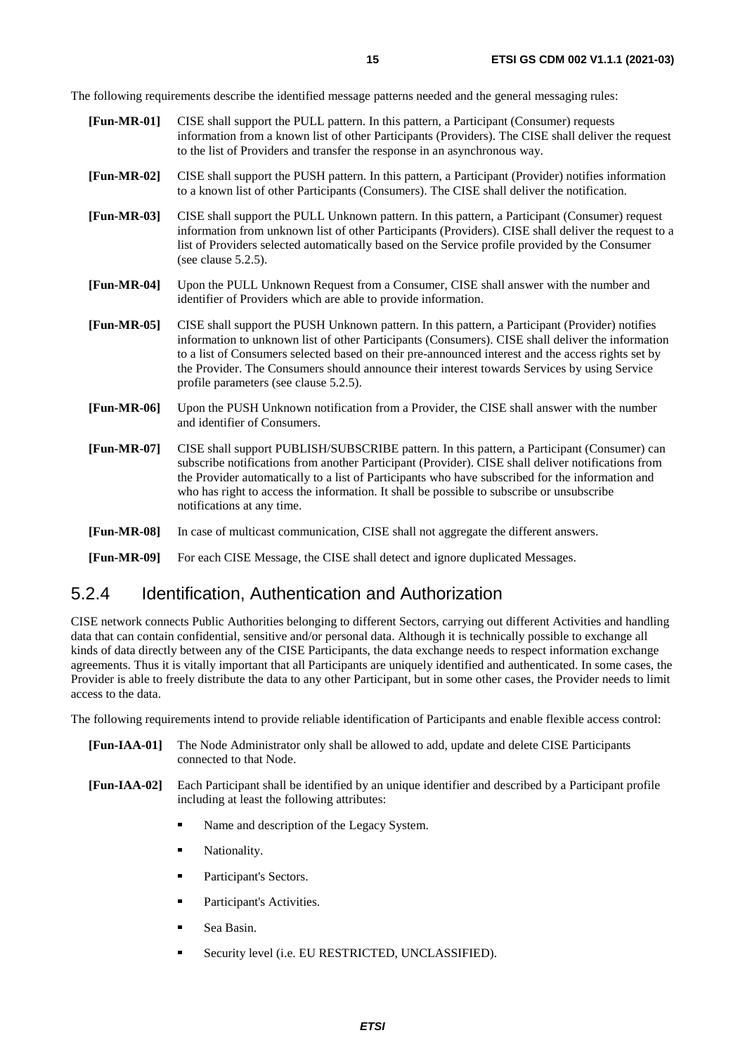The following requirements describe the identified message patterns needed and the general messaging rules:

**[Fun-MR-01]** CISE shall support the PULL pattern. In this pattern, a Participant (Consumer) requests information from a known list of other Participants (Providers). The CISE shall deliver the request to the list of Providers and transfer the response in an asynchronous way.

**[Fun-MR-02]** CISE shall support the PUSH pattern. In this pattern, a Participant (Provider) notifies information to a known list of other Participants (Consumers). The CISE shall deliver the notification.

**[Fun-MR-03]** CISE shall support the PULL Unknown pattern. In this pattern, a Participant (Consumer) request information from unknown list of other Participants (Providers). CISE shall deliver the request to a list of Providers selected automatically based on the Service profile provided by the Consumer (see clause 5.2.5).

**[Fun-MR-04]** Upon the PULL Unknown Request from a Consumer, CISE shall answer with the number and identifier of Providers which are able to provide information.

**[Fun-MR-05]** CISE shall support the PUSH Unknown pattern. In this pattern, a Participant (Provider) notifies information to unknown list of other Participants (Consumers). CISE shall deliver the information to a list of Consumers selected based on their pre-announced interest and the access rights set by the Provider. The Consumers should announce their interest towards Services by using Service profile parameters (see clause 5.2.5).

**[Fun-MR-06]** Upon the PUSH Unknown notification from a Provider, the CISE shall answer with the number and identifier of Consumers.

**[Fun-MR-07]** CISE shall support PUBLISH/SUBSCRIBE pattern. In this pattern, a Participant (Consumer) can subscribe notifications from another Participant (Provider). CISE shall deliver notifications from the Provider automatically to a list of Participants who have subscribed for the information and who has right to access the information. It shall be possible to subscribe or unsubscribe notifications at any time.

**[Fun-MR-08]** In case of multicast communication, CISE shall not aggregate the different answers.

**[Fun-MR-09]** For each CISE Message, the CISE shall detect and ignore duplicated Messages.

### 5.2.4 Identification, Authentication and Authorization

CISE network connects Public Authorities belonging to different Sectors, carrying out different Activities and handling data that can contain confidential, sensitive and/or personal data. Although it is technically possible to exchange all kinds of data directly between any of the CISE Participants, the data exchange needs to respect information exchange agreements. Thus it is vitally important that all Participants are uniquely identified and authenticated. In some cases, the Provider is able to freely distribute the data to any other Participant, but in some other cases, the Provider needs to limit access to the data.

The following requirements intend to provide reliable identification of Participants and enable flexible access control:

**[Fun-IAA-01]** The Node Administrator only shall be allowed to add, update and delete CISE Participants connected to that Node.

**[Fun-IAA-02]** Each Participant shall be identified by an unique identifier and described by a Participant profile including at least the following attributes:

- Name and description of the Legacy System.
- Nationality.
- Participant's Sectors.
- Participant's Activities.
- Sea Basin.
- Security level (i.e. EU RESTRICTED, UNCLASSIFIED).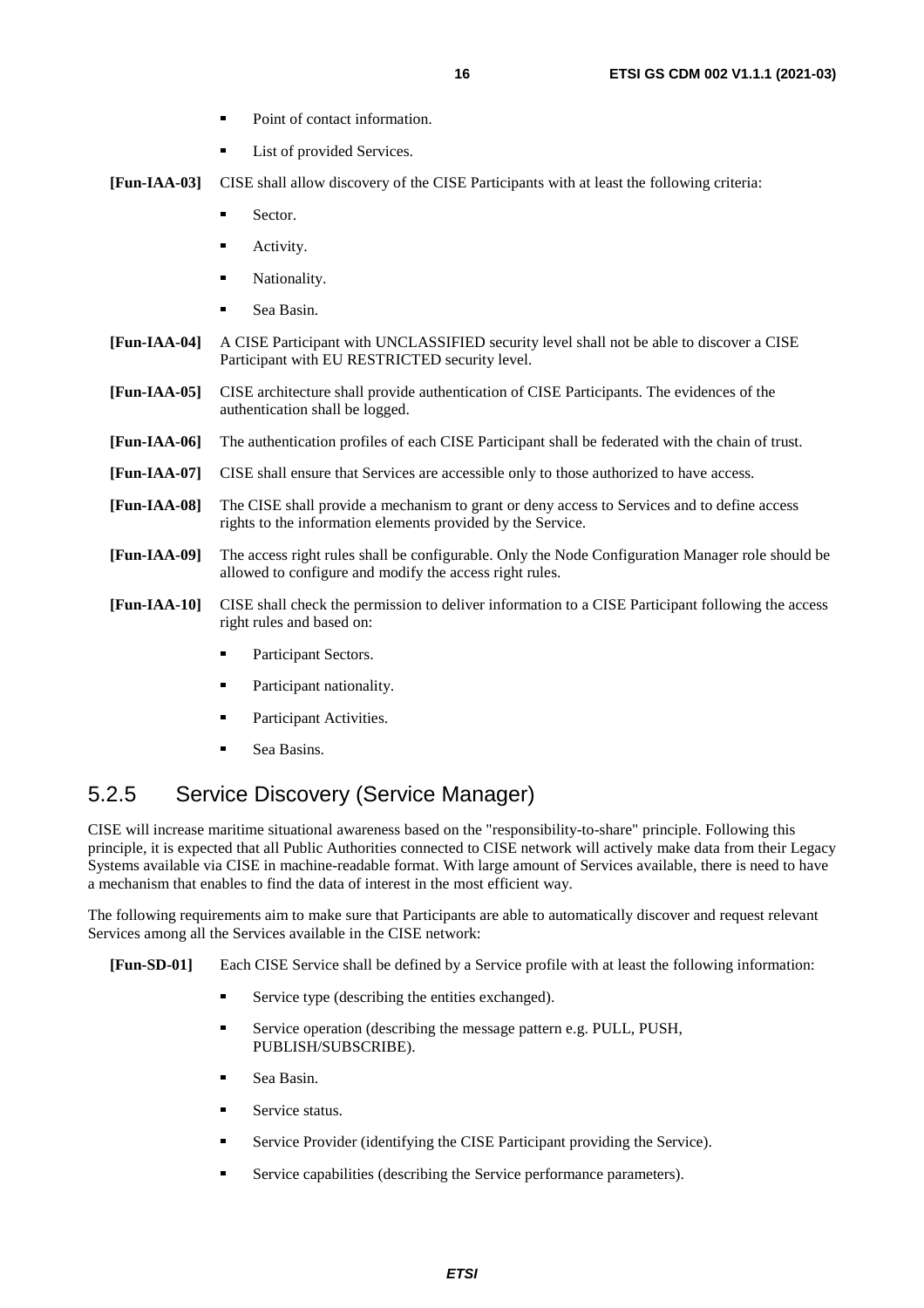- Point of contact information.
- List of provided Services.

**[Fun-IAA-03]** CISE shall allow discovery of the CISE Participants with at least the following criteria:

- Sector.
- Activity.
- Nationality.
- Sea Basin.

**[Fun-IAA-04]** A CISE Participant with UNCLASSIFIED security level shall not be able to discover a CISE Participant with EU RESTRICTED security level.

**[Fun-IAA-05]** CISE architecture shall provide authentication of CISE Participants. The evidences of the authentication shall be logged.

**[Fun-IAA-06]** The authentication profiles of each CISE Participant shall be federated with the chain of trust.

**[Fun-IAA-07]** CISE shall ensure that Services are accessible only to those authorized to have access.

**[Fun-IAA-08]** The CISE shall provide a mechanism to grant or deny access to Services and to define access rights to the information elements provided by the Service.

**[Fun-IAA-09]** The access right rules shall be configurable. Only the Node Configuration Manager role should be allowed to configure and modify the access right rules.

**[Fun-IAA-10]** CISE shall check the permission to deliver information to a CISE Participant following the access right rules and based on:

- Participant Sectors.
- Participant nationality.
- Participant Activities.
- Sea Basins.

## 5.2.5 Service Discovery (Service Manager)

CISE will increase maritime situational awareness based on the "responsibility-to-share" principle. Following this principle, it is expected that all Public Authorities connected to CISE network will actively make data from their Legacy Systems available via CISE in machine-readable format. With large amount of Services available, there is need to have a mechanism that enables to find the data of interest in the most efficient way.

The following requirements aim to make sure that Participants are able to automatically discover and request relevant Services among all the Services available in the CISE network:

**[Fun-SD-01]** Each CISE Service shall be defined by a Service profile with at least the following information:

- Service type (describing the entities exchanged).
- Service operation (describing the message pattern e.g. PULL, PUSH, PUBLISH/SUBSCRIBE).
- Sea Basin.
- Service status.
- Service Provider (identifying the CISE Participant providing the Service).
- Service capabilities (describing the Service performance parameters).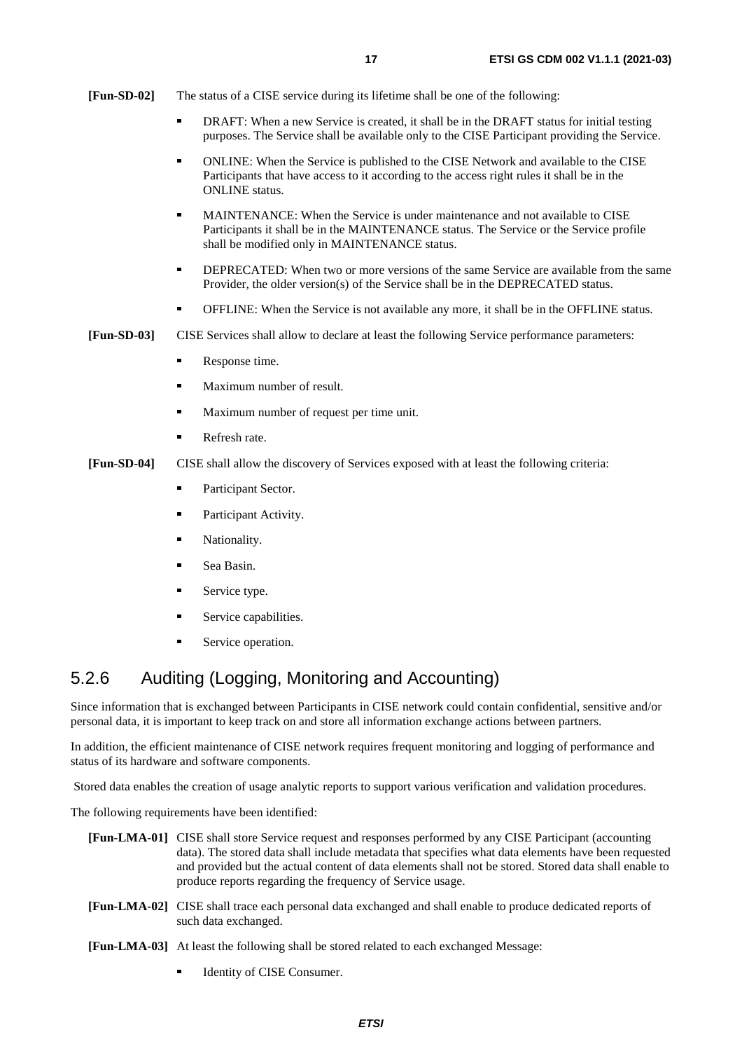**[Fun-SD-02]** The status of a CISE service during its lifetime shall be one of the following:

- DRAFT: When a new Service is created, it shall be in the DRAFT status for initial testing purposes. The Service shall be available only to the CISE Participant providing the Service.
- ONLINE: When the Service is published to the CISE Network and available to the CISE Participants that have access to it according to the access right rules it shall be in the ONLINE status.
- MAINTENANCE: When the Service is under maintenance and not available to CISE Participants it shall be in the MAINTENANCE status. The Service or the Service profile shall be modified only in MAINTENANCE status.
- DEPRECATED: When two or more versions of the same Service are available from the same Provider, the older version(s) of the Service shall be in the DEPRECATED status.
- OFFLINE: When the Service is not available any more, it shall be in the OFFLINE status.

**[Fun-SD-03]** CISE Services shall allow to declare at least the following Service performance parameters:

- Response time.
- Maximum number of result.
- Maximum number of request per time unit.
- Refresh rate.

**[Fun-SD-04]** CISE shall allow the discovery of Services exposed with at least the following criteria:

- Participant Sector.
- Participant Activity.
- Nationality.
- Sea Basin.
- Service type.
- Service capabilities.
- Service operation.

## 5.2.6 Auditing (Logging, Monitoring and Accounting)

Since information that is exchanged between Participants in CISE network could contain confidential, sensitive and/or personal data, it is important to keep track on and store all information exchange actions between partners.

In addition, the efficient maintenance of CISE network requires frequent monitoring and logging of performance and status of its hardware and software components.

Stored data enables the creation of usage analytic reports to support various verification and validation procedures.

The following requirements have been identified:

**[Fun-LMA-01]** CISE shall store Service request and responses performed by any CISE Participant (accounting data). The stored data shall include metadata that specifies what data elements have been requested and provided but the actual content of data elements shall not be stored. Stored data shall enable to produce reports regarding the frequency of Service usage.

**[Fun-LMA-02]** CISE shall trace each personal data exchanged and shall enable to produce dedicated reports of such data exchanged.

**[Fun-LMA-03]** At least the following shall be stored related to each exchanged Message:

- Identity of CISE Consumer.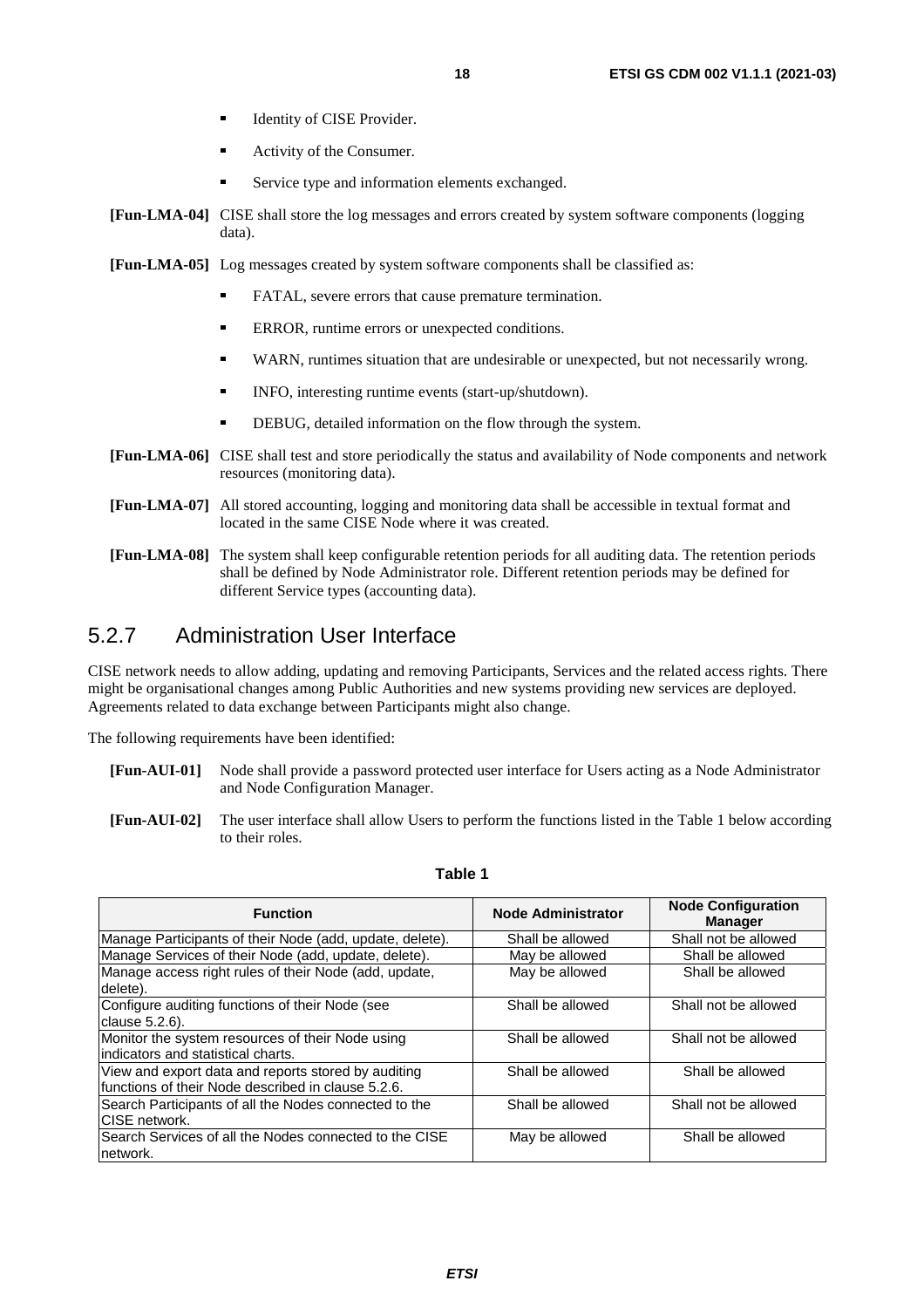- Identity of CISE Provider.
- Activity of the Consumer.
- Service type and information elements exchanged.

**[Fun-LMA-04]** CISE shall store the log messages and errors created by system software components (logging data).

**[Fun-LMA-05]** Log messages created by system software components shall be classified as:

- FATAL, severe errors that cause premature termination.
- ERROR, runtime errors or unexpected conditions.
- WARN, runtimes situation that are undesirable or unexpected, but not necessarily wrong.
- INFO, interesting runtime events (start-up/shutdown).
- DEBUG, detailed information on the flow through the system.

**[Fun-LMA-06]** CISE shall test and store periodically the status and availability of Node components and network resources (monitoring data).

**[Fun-LMA-07]** All stored accounting, logging and monitoring data shall be accessible in textual format and located in the same CISE Node where it was created.

**[Fun-LMA-08]** The system shall keep configurable retention periods for all auditing data. The retention periods shall be defined by Node Administrator role. Different retention periods may be defined for different Service types (accounting data).

### 5.2.7 Administration User Interface

CISE network needs to allow adding, updating and removing Participants, Services and the related access rights. There might be organisational changes among Public Authorities and new systems providing new services are deployed. Agreements related to data exchange between Participants might also change.

The following requirements have been identified:

**[Fun-AUI-01]** Node shall provide a password protected user interface for Users acting as a Node Administrator and Node Configuration Manager.

**[Fun-AUI-02]** The user interface shall allow Users to perform the functions listed in the Table 1 below according to their roles.

**Table 1**

| Function | Node Administrator | Node Configuration Manager |
|---|---|---|
| Manage Participants of their Node (add, update, delete). | Shall be allowed | Shall not be allowed |
| Manage Services of their Node (add, update, delete). | May be allowed | Shall be allowed |
| Manage access right rules of their Node (add, update, delete). | May be allowed | Shall be allowed |
| Configure auditing functions of their Node (see clause 5.2.6). | Shall be allowed | Shall not be allowed |
| Monitor the system resources of their Node using indicators and statistical charts. | Shall be allowed | Shall not be allowed |
| View and export data and reports stored by auditing functions of their Node described in clause 5.2.6. | Shall be allowed | Shall be allowed |
| Search Participants of all the Nodes connected to the CISE network. | Shall be allowed | Shall not be allowed |
| Search Services of all the Nodes connected to the CISE network. | May be allowed | Shall be allowed |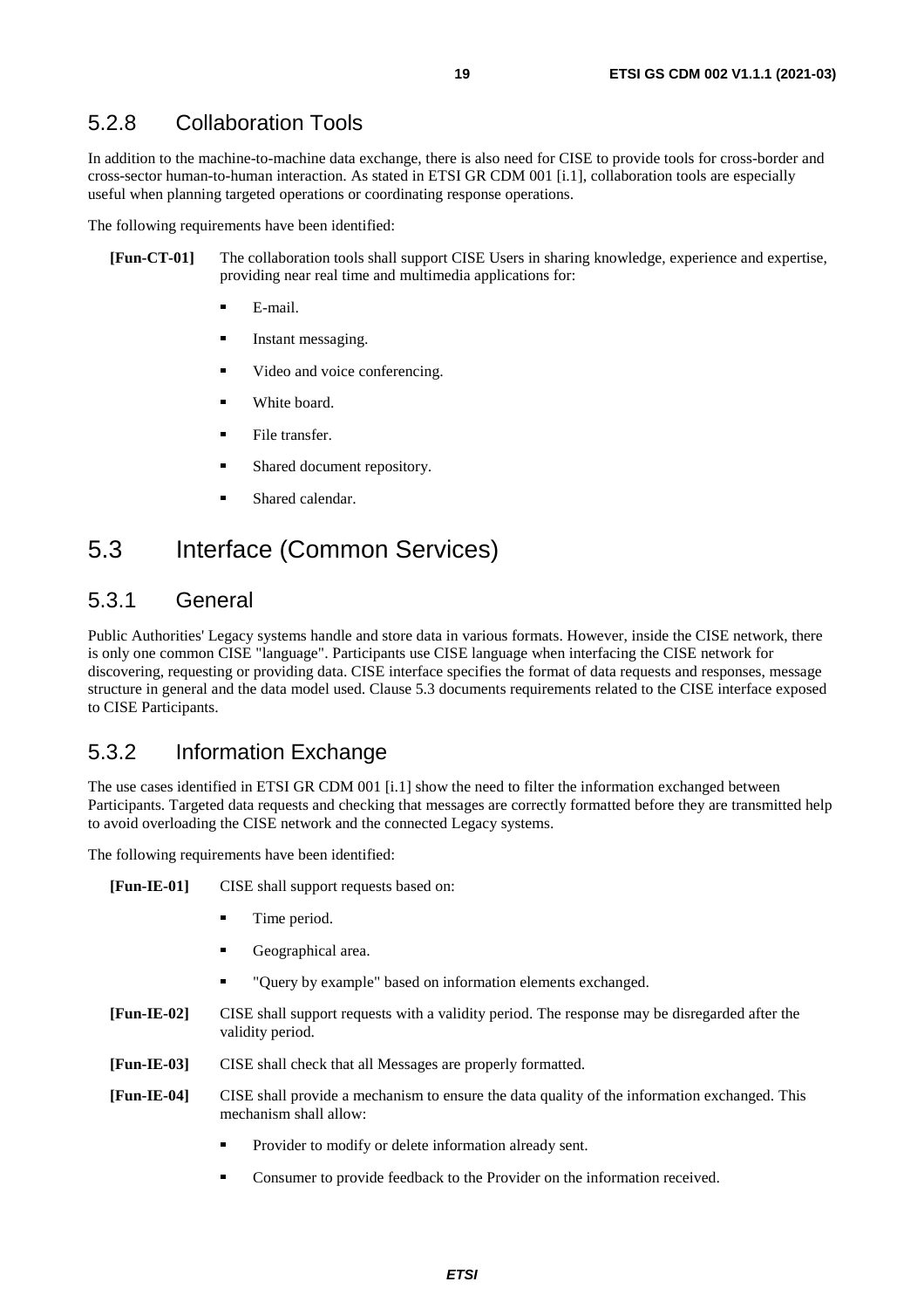### 5.2.8 Collaboration Tools

In addition to the machine-to-machine data exchange, there is also need for CISE to provide tools for cross-border and cross-sector human-to-human interaction. As stated in ETSI GR CDM 001 [i.1], collaboration tools are especially useful when planning targeted operations or coordinating response operations.

The following requirements have been identified:

**[Fun-CT-01]** The collaboration tools shall support CISE Users in sharing knowledge, experience and expertise, providing near real time and multimedia applications for:

- E-mail.
- Instant messaging.
- Video and voice conferencing.
- White board.
- File transfer.
- Shared document repository.
- Shared calendar.

## 5.3 Interface (Common Services)

### 5.3.1 General

Public Authorities' Legacy systems handle and store data in various formats. However, inside the CISE network, there is only one common CISE "language". Participants use CISE language when interfacing the CISE network for discovering, requesting or providing data. CISE interface specifies the format of data requests and responses, message structure in general and the data model used. Clause 5.3 documents requirements related to the CISE interface exposed to CISE Participants.

### 5.3.2 Information Exchange

The use cases identified in ETSI GR CDM 001 [i.1] show the need to filter the information exchanged between Participants. Targeted data requests and checking that messages are correctly formatted before they are transmitted help to avoid overloading the CISE network and the connected Legacy systems.

The following requirements have been identified:

**[Fun-IE-01]** CISE shall support requests based on:

- Time period.
- Geographical area.
- "Query by example" based on information elements exchanged.

**[Fun-IE-02]** CISE shall support requests with a validity period. The response may be disregarded after the validity period.

**[Fun-IE-03]** CISE shall check that all Messages are properly formatted.

**[Fun-IE-04]** CISE shall provide a mechanism to ensure the data quality of the information exchanged. This mechanism shall allow:

- Provider to modify or delete information already sent.
- Consumer to provide feedback to the Provider on the information received.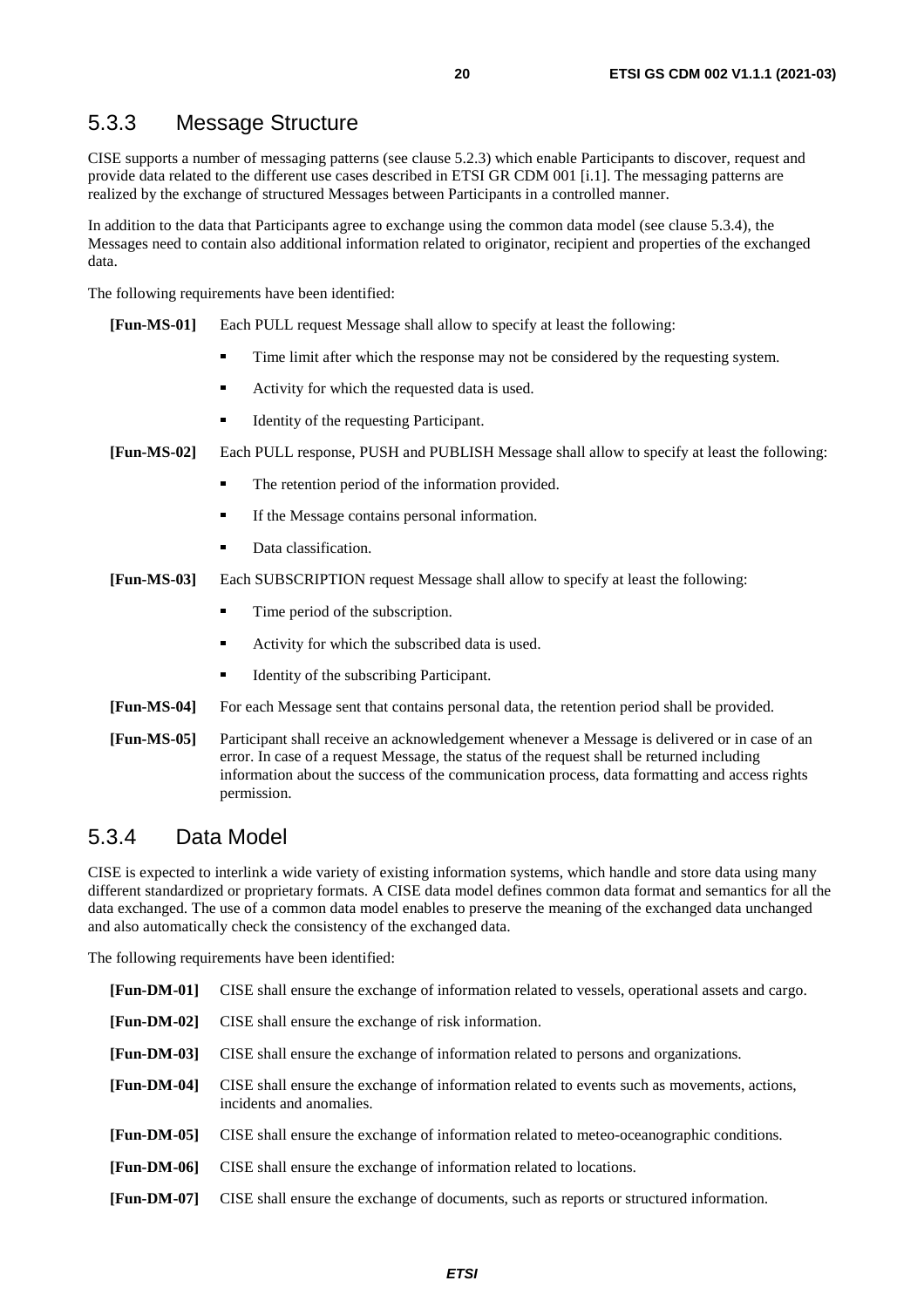### 5.3.3 Message Structure

CISE supports a number of messaging patterns (see clause 5.2.3) which enable Participants to discover, request and provide data related to the different use cases described in ETSI GR CDM 001 [i.1]. The messaging patterns are realized by the exchange of structured Messages between Participants in a controlled manner.

In addition to the data that Participants agree to exchange using the common data model (see clause 5.3.4), the Messages need to contain also additional information related to originator, recipient and properties of the exchanged data.

The following requirements have been identified:

**[Fun-MS-01]** Each PULL request Message shall allow to specify at least the following:

- Time limit after which the response may not be considered by the requesting system.
- Activity for which the requested data is used.
- Identity of the requesting Participant.

**[Fun-MS-02]** Each PULL response, PUSH and PUBLISH Message shall allow to specify at least the following:

- The retention period of the information provided.
- If the Message contains personal information.
- Data classification.

**[Fun-MS-03]** Each SUBSCRIPTION request Message shall allow to specify at least the following:

- Time period of the subscription.
- Activity for which the subscribed data is used.
- Identity of the subscribing Participant.

**[Fun-MS-04]** For each Message sent that contains personal data, the retention period shall be provided.

**[Fun-MS-05]** Participant shall receive an acknowledgement whenever a Message is delivered or in case of an error. In case of a request Message, the status of the request shall be returned including information about the success of the communication process, data formatting and access rights permission.

### 5.3.4 Data Model

CISE is expected to interlink a wide variety of existing information systems, which handle and store data using many different standardized or proprietary formats. A CISE data model defines common data format and semantics for all the data exchanged. The use of a common data model enables to preserve the meaning of the exchanged data unchanged and also automatically check the consistency of the exchanged data.

The following requirements have been identified:

**[Fun-DM-01]** CISE shall ensure the exchange of information related to vessels, operational assets and cargo.

**[Fun-DM-02]** CISE shall ensure the exchange of risk information.

**[Fun-DM-03]** CISE shall ensure the exchange of information related to persons and organizations.

**[Fun-DM-04]** CISE shall ensure the exchange of information related to events such as movements, actions, incidents and anomalies.

**[Fun-DM-05]** CISE shall ensure the exchange of information related to meteo-oceanographic conditions.

**[Fun-DM-06]** CISE shall ensure the exchange of information related to locations.

**[Fun-DM-07]** CISE shall ensure the exchange of documents, such as reports or structured information.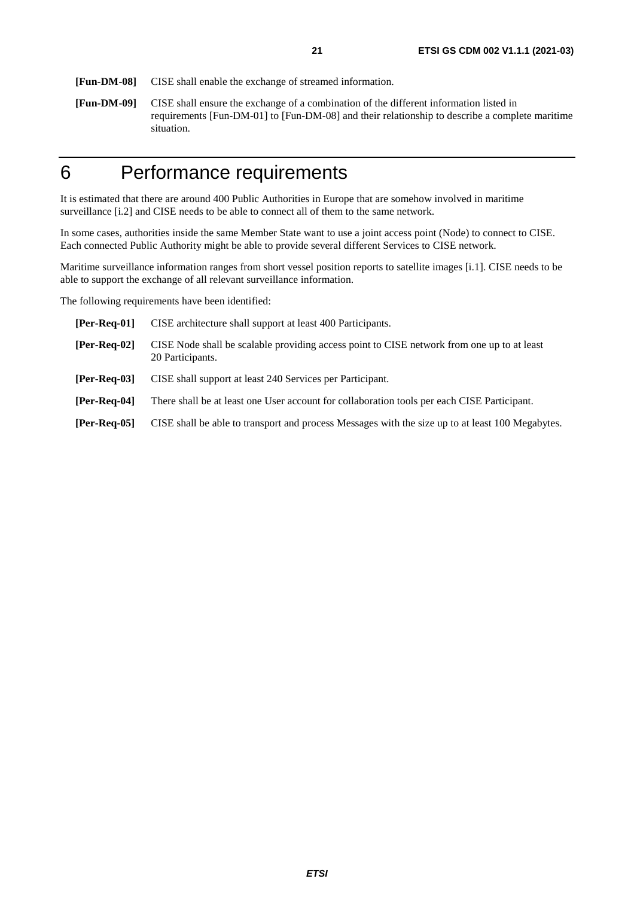**[Fun-DM-08]** CISE shall enable the exchange of streamed information.

**[Fun-DM-09]** CISE shall ensure the exchange of a combination of the different information listed in requirements [Fun-DM-01] to [Fun-DM-08] and their relationship to describe a complete maritime situation.

# 6 Performance requirements

It is estimated that there are around 400 Public Authorities in Europe that are somehow involved in maritime surveillance [i.2] and CISE needs to be able to connect all of them to the same network.

In some cases, authorities inside the same Member State want to use a joint access point (Node) to connect to CISE. Each connected Public Authority might be able to provide several different Services to CISE network.

Maritime surveillance information ranges from short vessel position reports to satellite images [i.1]. CISE needs to be able to support the exchange of all relevant surveillance information.

The following requirements have been identified:

**[Per-Req-01]** CISE architecture shall support at least 400 Participants.

**[Per-Req-02]** CISE Node shall be scalable providing access point to CISE network from one up to at least 20 Participants.

**[Per-Req-03]** CISE shall support at least 240 Services per Participant.

**[Per-Req-04]** There shall be at least one User account for collaboration tools per each CISE Participant.

**[Per-Req-05]** CISE shall be able to transport and process Messages with the size up to at least 100 Megabytes.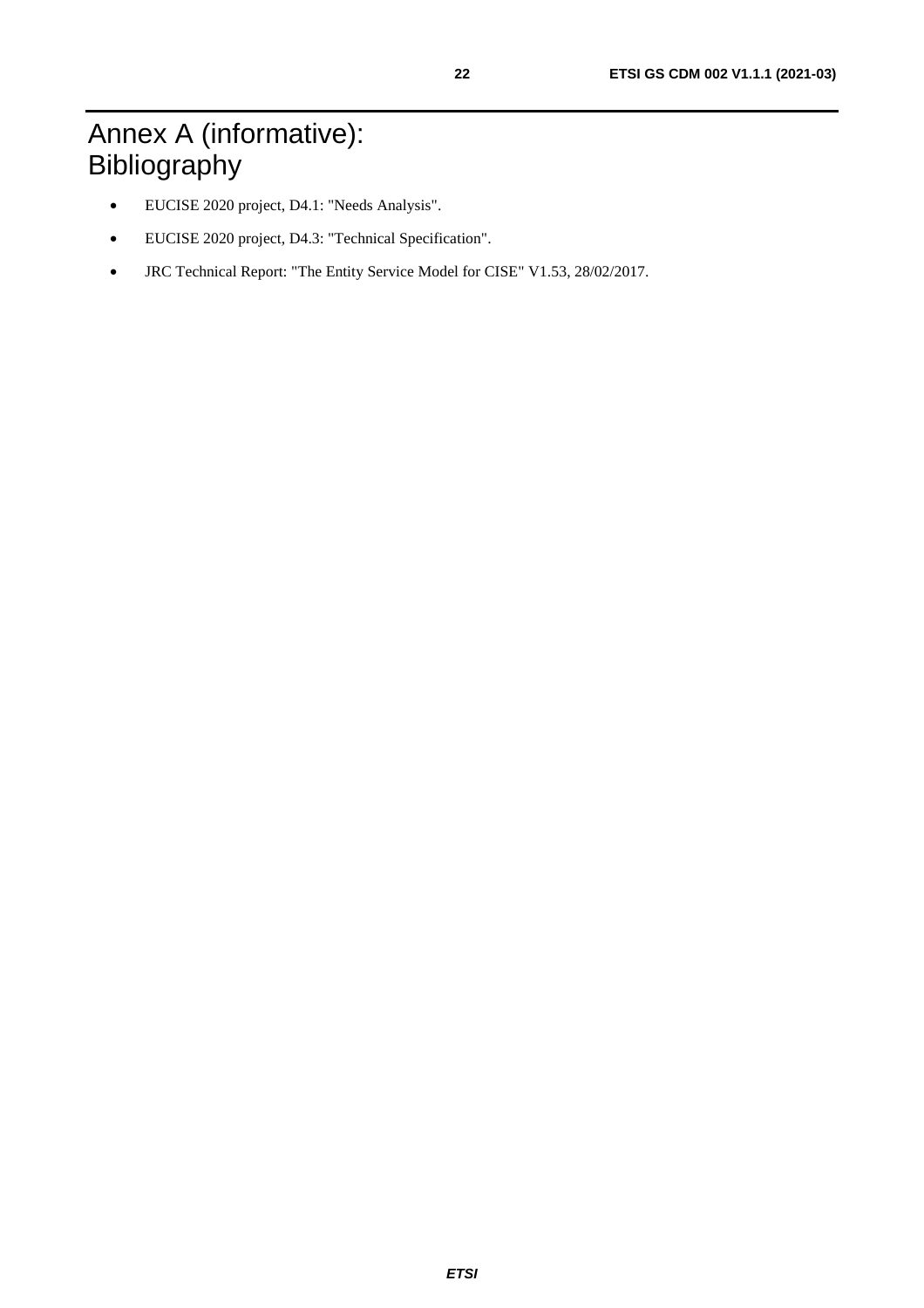# Annex A (informative): Bibliography

- EUCISE 2020 project, D4.1: "Needs Analysis".
- EUCISE 2020 project, D4.3: "Technical Specification".
- JRC Technical Report: "The Entity Service Model for CISE" V1.53, 28/02/2017.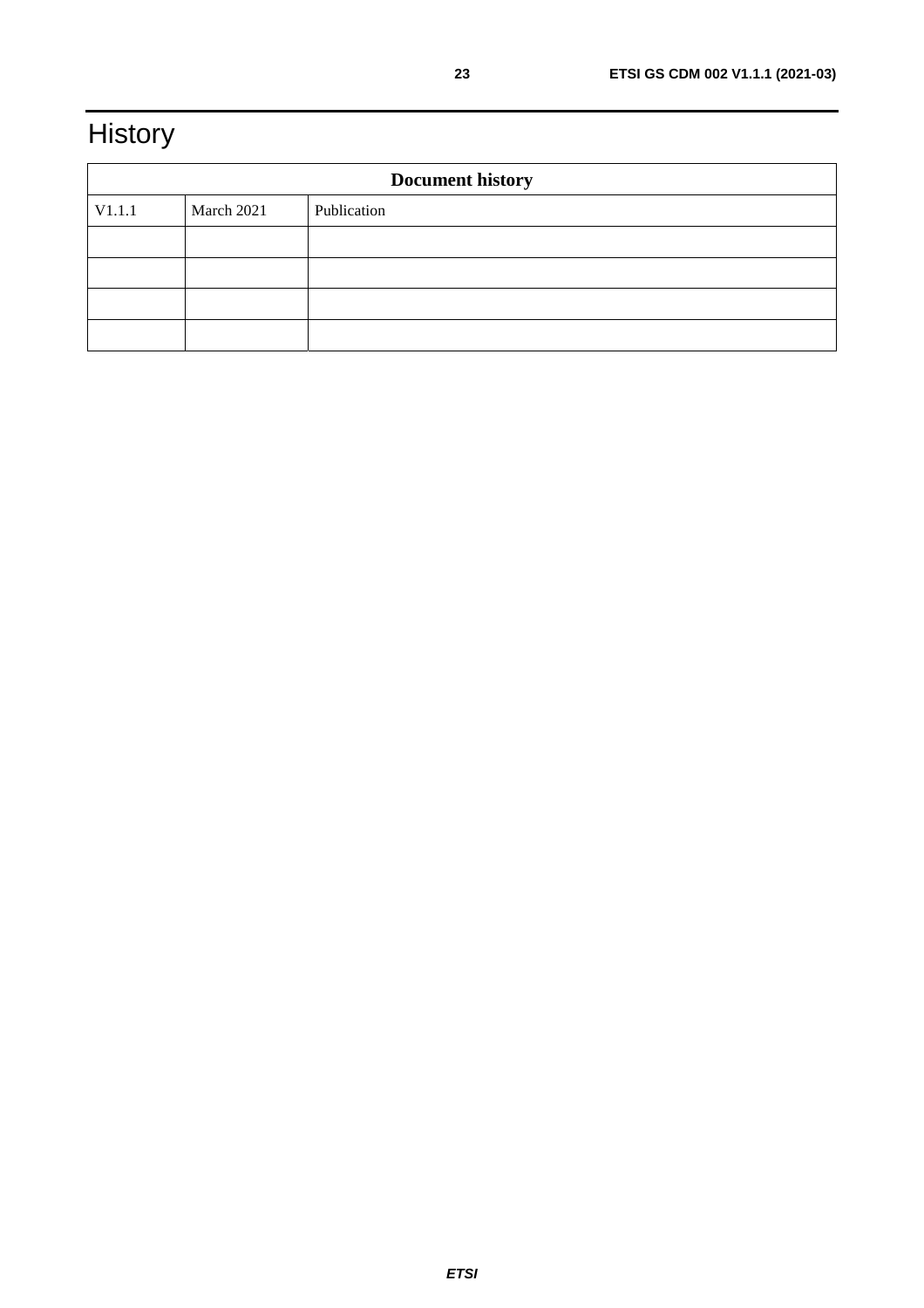# History

| Document history | | |
|---|---|---|
| V1.1.1 | March 2021 | Publication |
| | | |
| | | |
| | | |
| | | |